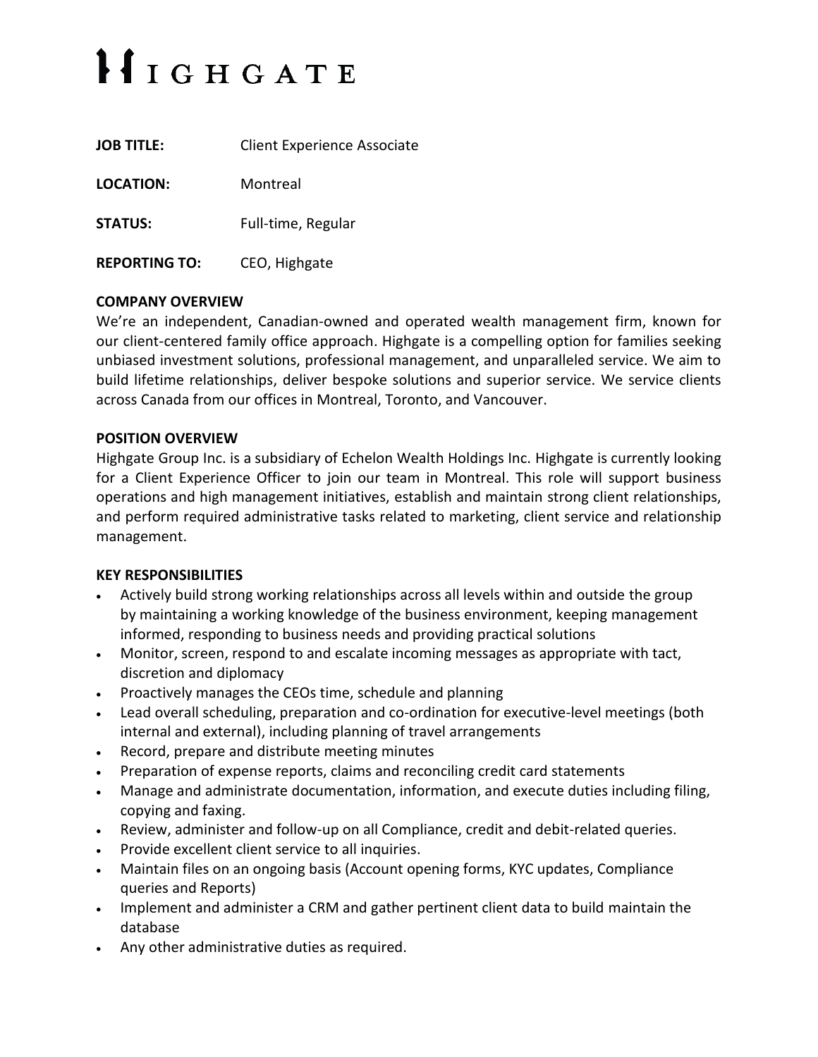# HIGHGATE

**JOB TITLE:** Client Experience Associate

**LOCATION:** Montreal

**STATUS:** Full-time, Regular

**REPORTING TO:** CEO, Highgate

**COMPANY OVERVIEW**

We're an independent, Canadian-owned and operated wealth management firm, known for our client-centered family office approach. Highgate is a compelling option for families seeking unbiased investment solutions, professional management, and unparalleled service. We aim to build lifetime relationships, deliver bespoke solutions and superior service. We service clients across Canada from our offices in Montreal, Toronto, and Vancouver.

**POSITION OVERVIEW**

Highgate Group Inc. is a subsidiary of Echelon Wealth Holdings Inc. Highgate is currently looking for a Client Experience Officer to join our team in Montreal. This role will support business operations and high management initiatives, establish and maintain strong client relationships, and perform required administrative tasks related to marketing, client service and relationship management.

**KEY RESPONSIBILITIES**

- Actively build strong working relationships across all levels within and outside the group by maintaining a working knowledge of the business environment, keeping management informed, responding to business needs and providing practical solutions
- Monitor, screen, respond to and escalate incoming messages as appropriate with tact, discretion and diplomacy
- Proactively manages the CEOs time, schedule and planning
- Lead overall scheduling, preparation and co-ordination for executive-level meetings (both internal and external), including planning of travel arrangements
- Record, prepare and distribute meeting minutes
- Preparation of expense reports, claims and reconciling credit card statements
- Manage and administrate documentation, information, and execute duties including filing, copying and faxing.
- Review, administer and follow-up on all Compliance, credit and debit-related queries.
- Provide excellent client service to all inquiries.
- Maintain files on an ongoing basis (Account opening forms, KYC updates, Compliance queries and Reports)
- Implement and administer a CRM and gather pertinent client data to build maintain the database
- Any other administrative duties as required.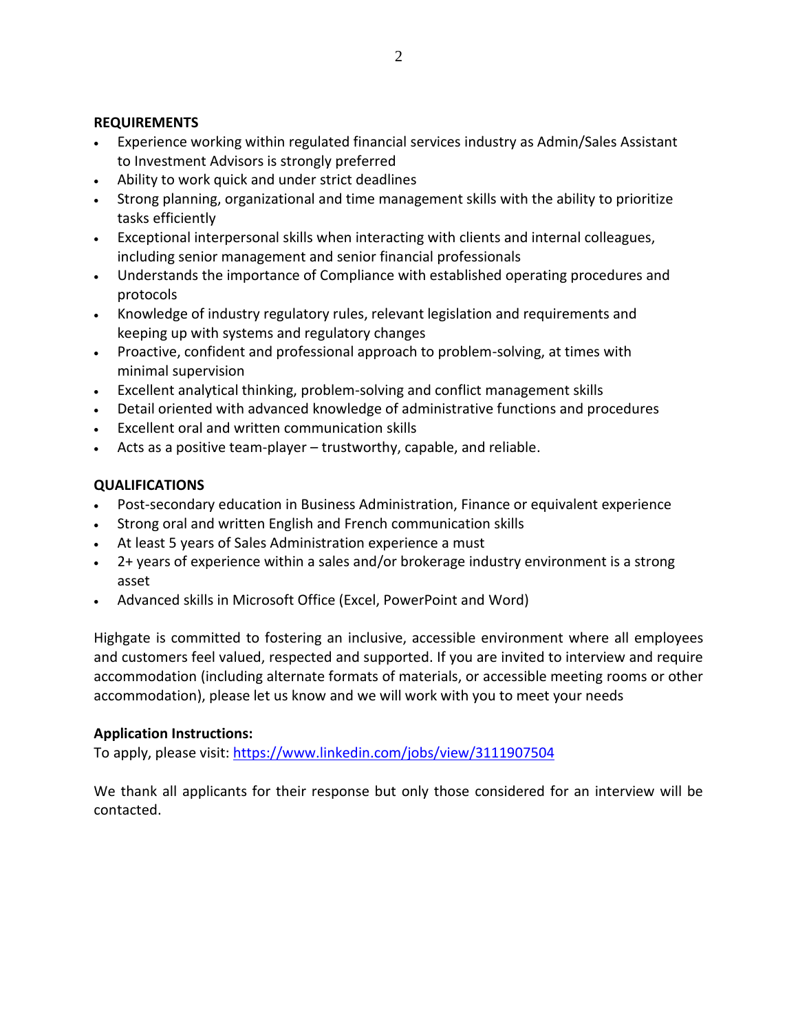**REQUIREMENTS**

- Experience working within regulated financial services industry as Admin/Sales Assistant to Investment Advisors is strongly preferred
- Ability to work quick and under strict deadlines
- Strong planning, organizational and time management skills with the ability to prioritize tasks efficiently
- Exceptional interpersonal skills when interacting with clients and internal colleagues, including senior management and senior financial professionals
- Understands the importance of Compliance with established operating procedures and protocols
- Knowledge of industry regulatory rules, relevant legislation and requirements and keeping up with systems and regulatory changes
- Proactive, confident and professional approach to problem-solving, at times with minimal supervision
- Excellent analytical thinking, problem-solving and conflict management skills
- Detail oriented with advanced knowledge of administrative functions and procedures
- Excellent oral and written communication skills
- Acts as a positive team-player – trustworthy, capable, and reliable.

**QUALIFICATIONS**

- Post-secondary education in Business Administration, Finance or equivalent experience
- Strong oral and written English and French communication skills
- At least 5 years of Sales Administration experience a must
- 2+ years of experience within a sales and/or brokerage industry environment is a strong asset
- Advanced skills in Microsoft Office (Excel, PowerPoint and Word)

Highgate is committed to fostering an inclusive, accessible environment where all employees and customers feel valued, respected and supported. If you are invited to interview and require accommodation (including alternate formats of materials, or accessible meeting rooms or other accommodation), please let us know and we will work with you to meet your needs

**Application Instructions:**
To apply, please visit: https://www.linkedin.com/jobs/view/3111907504

We thank all applicants for their response but only those considered for an interview will be contacted.